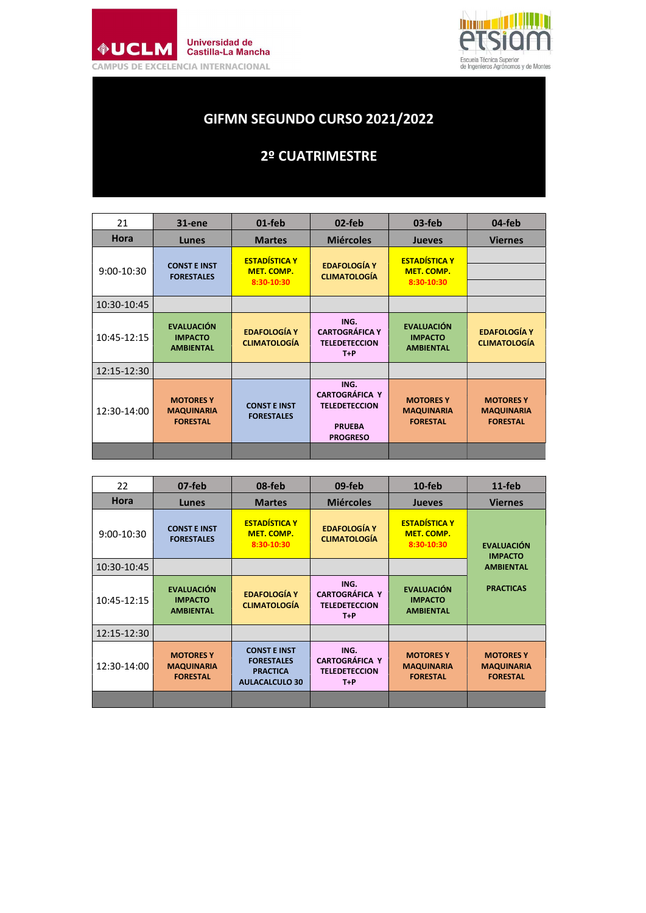Universidad de Castilla-La Mancha

CAMPUS DE EXCELENCIA INTERNACIONAL

etsiam

Escuela Técnica Superior de Ingenieros Agrónomos y de Montes

# GIFMN SEGUNDO CURSO 2021/2022

## 2º CUATRIMESTRE

| 21 | 31-ene | 01-feb | 02-feb | 03-feb | 04-feb |
|---|---|---|---|---|---|
| **Hora** | **Lunes** | **Martes** | **Miércoles** | **Jueves** | **Viernes** |
| 9:00-10:30 | CONST E INST FORESTALES | ESTADÍSTICA Y MET. COMP. 8:30-10:30 | EDAFOLOGÍA Y CLIMATOLOGÍA | ESTADÍSTICA Y MET. COMP. 8:30-10:30 | |
| 10:30-10:45 | | | | | |
| 10:45-12:15 | EVALUACIÓN IMPACTO AMBIENTAL | EDAFOLOGÍA Y CLIMATOLOGÍA | ING. CARTOGRÁFICA Y TELEDETECCION T+P | EVALUACIÓN IMPACTO AMBIENTAL | EDAFOLOGÍA Y CLIMATOLOGÍA |
| 12:15-12:30 | | | | | |
| 12:30-14:00 | MOTORES Y MAQUINARIA FORESTAL | CONST E INST FORESTALES | ING. CARTOGRÁFICA Y TELEDETECCION PRUEBA PROGRESO | MOTORES Y MAQUINARIA FORESTAL | MOTORES Y MAQUINARIA FORESTAL |

| 22 | 07-feb | 08-feb | 09-feb | 10-feb | 11-feb |
|---|---|---|---|---|---|
| **Hora** | **Lunes** | **Martes** | **Miércoles** | **Jueves** | **Viernes** |
| 9:00-10:30 | CONST E INST FORESTALES | ESTADÍSTICA Y MET. COMP. 8:30-10:30 | EDAFOLOGÍA Y CLIMATOLOGÍA | ESTADÍSTICA Y MET. COMP. 8:30-10:30 | EVALUACIÓN IMPACTO AMBIENTAL PRACTICAS |
| 10:30-10:45 | | | | | |
| 10:45-12:15 | EVALUACIÓN IMPACTO AMBIENTAL | EDAFOLOGÍA Y CLIMATOLOGÍA | ING. CARTOGRÁFICA Y TELEDETECCION T+P | EVALUACIÓN IMPACTO AMBIENTAL | |
| 12:15-12:30 | | | | | |
| 12:30-14:00 | MOTORES Y MAQUINARIA FORESTAL | CONST E INST FORESTALES PRACTICA AULACALCULO 30 | ING. CARTOGRÁFICA Y TELEDETECCION T+P | MOTORES Y MAQUINARIA FORESTAL | MOTORES Y MAQUINARIA FORESTAL |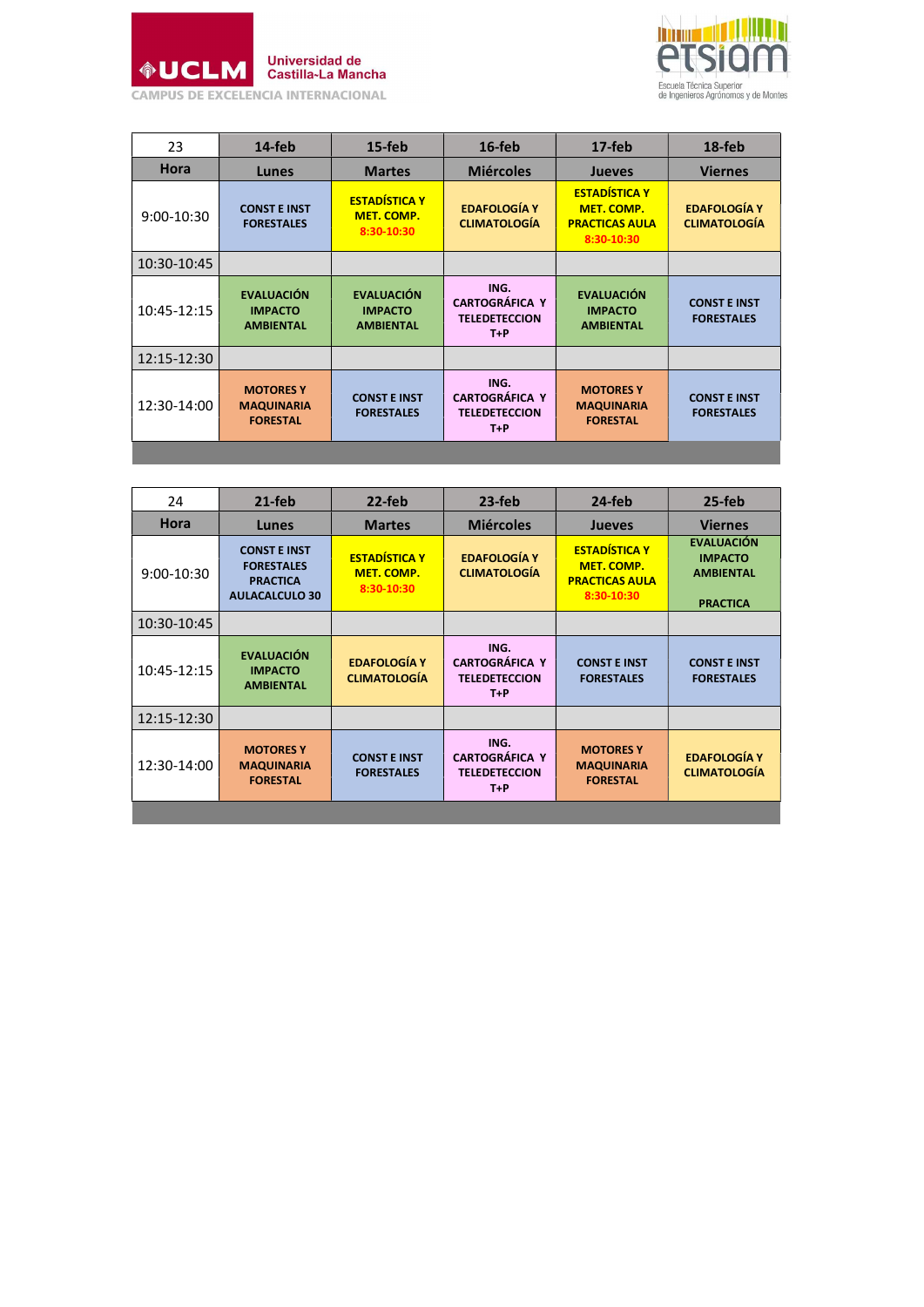Universidad de Castilla-La Mancha

CAMPUS DE EXCELENCIA INTERNACIONAL

etsiam

Escuela Técnica Superior de Ingenieros Agrónomos y de Montes

| 23 | 14-feb | 15-feb | 16-feb | 17-feb | 18-feb |
|---|---|---|---|---|---|
| **Hora** | **Lunes** | **Martes** | **Miércoles** | **Jueves** | **Viernes** |
| 9:00-10:30 | **CONST E INST FORESTALES** | **ESTADÍSTICA Y MET. COMP. 8:30-10:30** | **EDAFOLOGÍA Y CLIMATOLOGÍA** | **ESTADÍSTICA Y MET. COMP. PRACTICAS AULA 8:30-10:30** | **EDAFOLOGÍA Y CLIMATOLOGÍA** |
| 10:30-10:45 | | | | | |
| 10:45-12:15 | **EVALUACIÓN IMPACTO AMBIENTAL** | **EVALUACIÓN IMPACTO AMBIENTAL** | **ING. CARTOGRÁFICA Y TELEDETECCION T+P** | **EVALUACIÓN IMPACTO AMBIENTAL** | **CONST E INST FORESTALES** |
| 12:15-12:30 | | | | | |
| 12:30-14:00 | **MOTORES Y MAQUINARIA FORESTAL** | **CONST E INST FORESTALES** | **ING. CARTOGRÁFICA Y TELEDETECCION T+P** | **MOTORES Y MAQUINARIA FORESTAL** | **CONST E INST FORESTALES** |

| 24 | 21-feb | 22-feb | 23-feb | 24-feb | 25-feb |
|---|---|---|---|---|---|
| **Hora** | **Lunes** | **Martes** | **Miércoles** | **Jueves** | **Viernes** |
| 9:00-10:30 | **CONST E INST FORESTALES PRACTICA AULACALCULO 30** | **ESTADÍSTICA Y MET. COMP. 8:30-10:30** | **EDAFOLOGÍA Y CLIMATOLOGÍA** | **ESTADÍSTICA Y MET. COMP. PRACTICAS AULA 8:30-10:30** | **EVALUACIÓN IMPACTO AMBIENTAL PRACTICA** |
| 10:30-10:45 | | | | | |
| 10:45-12:15 | **EVALUACIÓN IMPACTO AMBIENTAL** | **EDAFOLOGÍA Y CLIMATOLOGÍA** | **ING. CARTOGRÁFICA Y TELEDETECCION T+P** | **CONST E INST FORESTALES** | **CONST E INST FORESTALES** |
| 12:15-12:30 | | | | | |
| 12:30-14:00 | **MOTORES Y MAQUINARIA FORESTAL** | **CONST E INST FORESTALES** | **ING. CARTOGRÁFICA Y TELEDETECCION T+P** | **MOTORES Y MAQUINARIA FORESTAL** | **EDAFOLOGÍA Y CLIMATOLOGÍA** |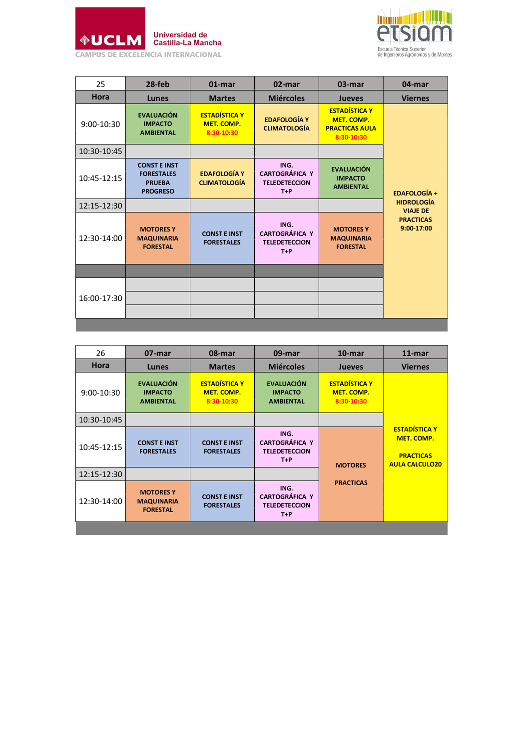Universidad de Castilla-La Mancha

CAMPUS DE EXCELENCIA INTERNACIONAL

etsiam — Escuela Técnica Superior de Ingenieros Agrónomos y de Montes

| 25 | 28-feb | 01-mar | 02-mar | 03-mar | 04-mar |
|---|---|---|---|---|---|
| **Hora** | **Lunes** | **Martes** | **Miércoles** | **Jueves** | **Viernes** |
| 9:00-10:30 | EVALUACIÓN IMPACTO AMBIENTAL | ESTADÍSTICA Y MET. COMP. 8:30-10:30 | EDAFOLOGÍA Y CLIMATOLOGÍA | ESTADÍSTICA Y MET. COMP. PRACTICAS AULA 8:30-10:30 | EDAFOLOGÍA + HIDROLOGÍA VIAJE DE PRACTICAS 9:00-17:00 |
| 10:30-10:45 | | | | | |
| 10:45-12:15 | CONST E INST FORESTALES PRUEBA PROGRESO | EDAFOLOGÍA Y CLIMATOLOGÍA | ING. CARTOGRÁFICA Y TELEDETECCION T+P | EVALUACIÓN IMPACTO AMBIENTAL | |
| 12:15-12:30 | | | | | |
| 12:30-14:00 | MOTORES Y MAQUINARIA FORESTAL | CONST E INST FORESTALES | ING. CARTOGRÁFICA Y TELEDETECCION T+P | MOTORES Y MAQUINARIA FORESTAL | |
| | | | | | |
| 16:00-17:30 | | | | | |

| 26 | 07-mar | 08-mar | 09-mar | 10-mar | 11-mar |
|---|---|---|---|---|---|
| **Hora** | **Lunes** | **Martes** | **Miércoles** | **Jueves** | **Viernes** |
| 9:00-10:30 | EVALUACIÓN IMPACTO AMBIENTAL | ESTADÍSTICA Y MET. COMP. 8:30-10:30 | EVALUACIÓN IMPACTO AMBIENTAL | ESTADÍSTICA Y MET. COMP. 8:30-10:30 | ESTADÍSTICA Y MET. COMP. PRACTICAS AULA CALCULO20 |
| 10:30-10:45 | | | | | |
| 10:45-12:15 | CONST E INST FORESTALES | CONST E INST FORESTALES | ING. CARTOGRÁFICA Y TELEDETECCION T+P | MOTORES PRACTICAS | |
| 12:15-12:30 | | | | | |
| 12:30-14:00 | MOTORES Y MAQUINARIA FORESTAL | CONST E INST FORESTALES | ING. CARTOGRÁFICA Y TELEDETECCION T+P | | |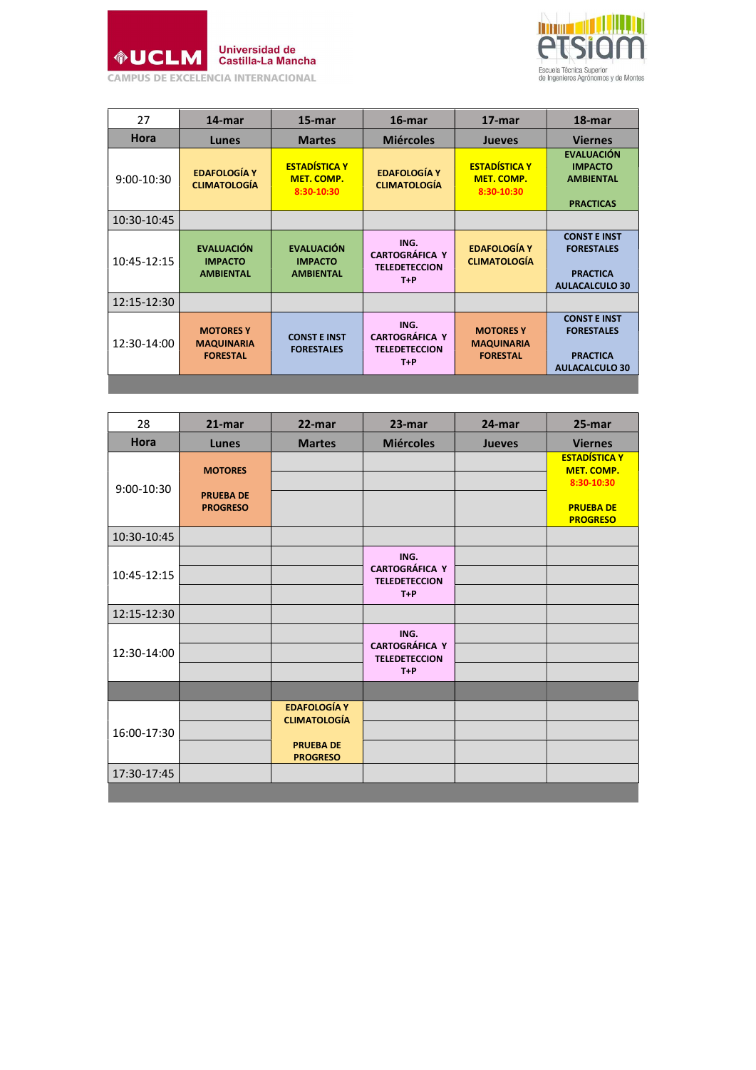Universidad de Castilla-La Mancha

CAMPUS DE EXCELENCIA INTERNACIONAL

etsiam — Escuela Técnica Superior de Ingenieros Agrónomos y de Montes

| 27 | 14-mar | 15-mar | 16-mar | 17-mar | 18-mar |
|---|---|---|---|---|---|
| **Hora** | **Lunes** | **Martes** | **Miércoles** | **Jueves** | **Viernes** |
| 9:00-10:30 | **EDAFOLOGÍA Y CLIMATOLOGÍA** | **ESTADÍSTICA Y MET. COMP. 8:30-10:30** | **EDAFOLOGÍA Y CLIMATOLOGÍA** | **ESTADÍSTICA Y MET. COMP. 8:30-10:30** | **EVALUACIÓN IMPACTO AMBIENTAL PRACTICAS** |
| 10:30-10:45 | | | | | |
| 10:45-12:15 | **EVALUACIÓN IMPACTO AMBIENTAL** | **EVALUACIÓN IMPACTO AMBIENTAL** | **ING. CARTOGRÁFICA Y TELEDETECCION T+P** | **EDAFOLOGÍA Y CLIMATOLOGÍA** | **CONST E INST FORESTALES PRACTICA AULACALCULO 30** |
| 12:15-12:30 | | | | | |
| 12:30-14:00 | **MOTORES Y MAQUINARIA FORESTAL** | **CONST E INST FORESTALES** | **ING. CARTOGRÁFICA Y TELEDETECCION T+P** | **MOTORES Y MAQUINARIA FORESTAL** | **CONST E INST FORESTALES PRACTICA AULACALCULO 30** |

| 28 | 21-mar | 22-mar | 23-mar | 24-mar | 25-mar |
|---|---|---|---|---|---|
| **Hora** | **Lunes** | **Martes** | **Miércoles** | **Jueves** | **Viernes** |
| 9:00-10:30 | **MOTORES PRUEBA DE PROGRESO** | | | | **ESTADÍSTICA Y MET. COMP. 8:30-10:30 PRUEBA DE PROGRESO** |
| 10:30-10:45 | | | | | |
| 10:45-12:15 | | | **ING. CARTOGRÁFICA Y TELEDETECCION T+P** | | |
| 12:15-12:30 | | | | | |
| 12:30-14:00 | | | **ING. CARTOGRÁFICA Y TELEDETECCION T+P** | | |
| | | | | | |
| 16:00-17:30 | | **EDAFOLOGÍA Y CLIMATOLOGÍA PRUEBA DE PROGRESO** | | | |
| 17:30-17:45 | | | | | |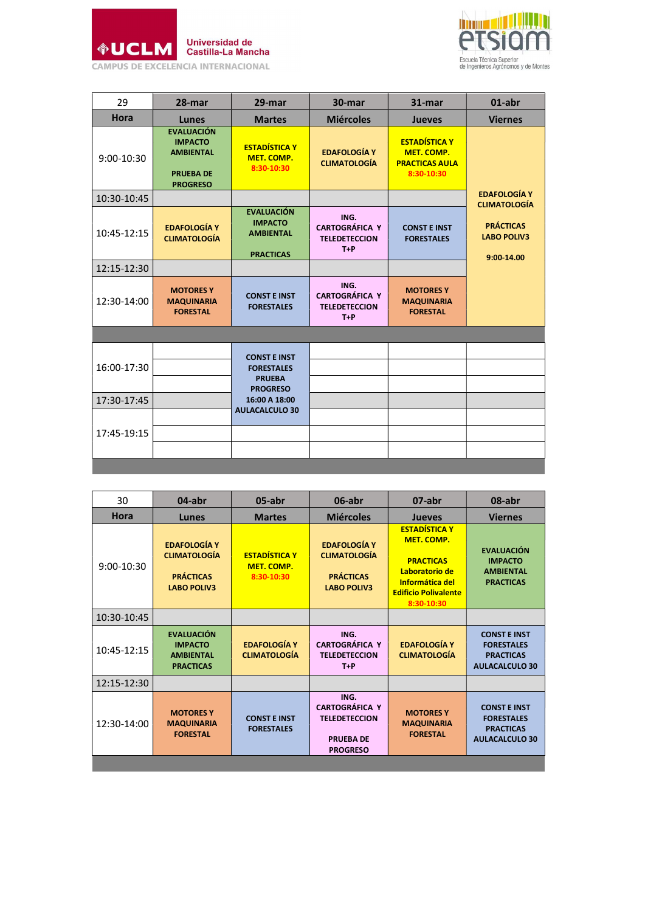Universidad de Castilla-La Mancha

CAMPUS DE EXCELENCIA INTERNACIONAL

etsiam — Escuela Técnica Superior de Ingenieros Agrónomos y de Montes

| 29 | 28-mar | 29-mar | 30-mar | 31-mar | 01-abr |
|---|---|---|---|---|---|
| Hora | Lunes | Martes | Miércoles | Jueves | Viernes |
| 9:00-10:30 | EVALUACIÓN IMPACTO AMBIENTAL PRUEBA DE PROGRESO | ESTADÍSTICA Y MET. COMP. 8:30-10:30 | EDAFOLOGÍA Y CLIMATOLOGÍA | ESTADÍSTICA Y MET. COMP. PRACTICAS AULA 8:30-10:30 | EDAFOLOGÍA Y CLIMATOLOGÍA PRÁCTICAS LABO POLIV3 9:00-14.00 |
| 10:30-10:45 | | | | | |
| 10:45-12:15 | EDAFOLOGÍA Y CLIMATOLOGÍA | EVALUACIÓN IMPACTO AMBIENTAL PRACTICAS | ING. CARTOGRÁFICA Y TELEDETECCION T+P | CONST E INST FORESTALES | |
| 12:15-12:30 | | | | | |
| 12:30-14:00 | MOTORES Y MAQUINARIA FORESTAL | CONST E INST FORESTALES | ING. CARTOGRÁFICA Y TELEDETECCION T+P | MOTORES Y MAQUINARIA FORESTAL | |
| 16:00-17:30 | | CONST E INST FORESTALES PRUEBA PROGRESO 16:00 A 18:00 AULACALCULO 30 | | | |
| 17:30-17:45 | | | | | |
| 17:45-19:15 | | | | | |

| 30 | 04-abr | 05-abr | 06-abr | 07-abr | 08-abr |
|---|---|---|---|---|---|
| Hora | Lunes | Martes | Miércoles | Jueves | Viernes |
| 9:00-10:30 | EDAFOLOGÍA Y CLIMATOLOGÍA PRÁCTICAS LABO POLIV3 | ESTADÍSTICA Y MET. COMP. 8:30-10:30 | EDAFOLOGÍA Y CLIMATOLOGÍA PRÁCTICAS LABO POLIV3 | ESTADÍSTICA Y MET. COMP. PRACTICAS Laboratorio de Informática del Edificio Polivalente 8:30-10:30 | EVALUACIÓN IMPACTO AMBIENTAL PRACTICAS |
| 10:30-10:45 | | | | | |
| 10:45-12:15 | EVALUACIÓN IMPACTO AMBIENTAL PRACTICAS | EDAFOLOGÍA Y CLIMATOLOGÍA | ING. CARTOGRÁFICA Y TELEDETECCION T+P | EDAFOLOGÍA Y CLIMATOLOGÍA | CONST E INST FORESTALES PRACTICAS AULACALCULO 30 |
| 12:15-12:30 | | | | | |
| 12:30-14:00 | MOTORES Y MAQUINARIA FORESTAL | CONST E INST FORESTALES | ING. CARTOGRÁFICA Y TELEDETECCION PRUEBA DE PROGRESO | MOTORES Y MAQUINARIA FORESTAL | CONST E INST FORESTALES PRACTICAS AULACALCULO 30 |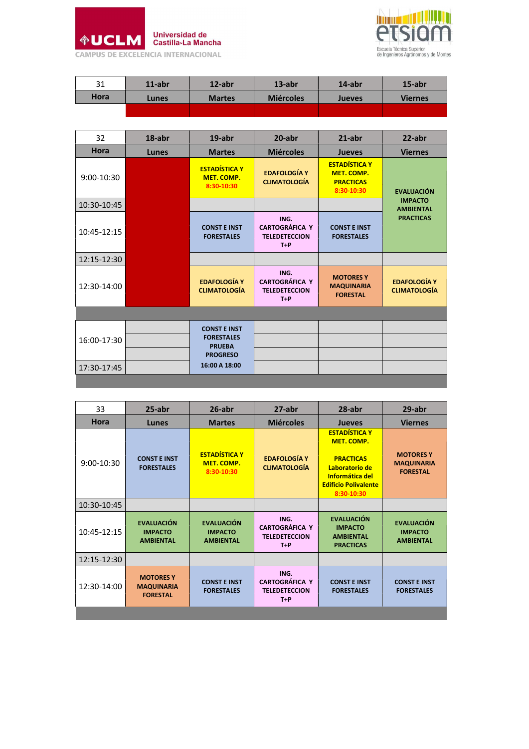Universidad de Castilla-La Mancha

CAMPUS DE EXCELENCIA INTERNACIONAL

etsiam — Escuela Técnica Superior de Ingenieros Agrónomos y de Montes

| 31 | 11-abr | 12-abr | 13-abr | 14-abr | 15-abr |
|---|---|---|---|---|---|
| Hora | Lunes | Martes | Miércoles | Jueves | Viernes |

| 32 | 18-abr | 19-abr | 20-abr | 21-abr | 22-abr |
|---|---|---|---|---|---|
| Hora | Lunes | Martes | Miércoles | Jueves | Viernes |
| 9:00-10:30 | | ESTADÍSTICA Y MET. COMP. 8:30-10:30 | EDAFOLOGÍA Y CLIMATOLOGÍA | ESTADÍSTICA Y MET. COMP. PRACTICAS 8:30-10:30 | EVALUACIÓN IMPACTO AMBIENTAL PRACTICAS |
| 10:30-10:45 | | | | | |
| 10:45-12:15 | | CONST E INST FORESTALES | ING. CARTOGRÁFICA Y TELEDETECCION T+P | CONST E INST FORESTALES | |
| 12:15-12:30 | | | | | |
| 12:30-14:00 | | EDAFOLOGÍA Y CLIMATOLOGÍA | ING. CARTOGRÁFICA Y TELEDETECCION T+P | MOTORES Y MAQUINARIA FORESTAL | EDAFOLOGÍA Y CLIMATOLOGÍA |
| 16:00-17:30 | | CONST E INST FORESTALES PRUEBA PROGRESO 16:00 A 18:00 | | | |
| 17:30-17:45 | | | | | |

| 33 | 25-abr | 26-abr | 27-abr | 28-abr | 29-abr |
|---|---|---|---|---|---|
| Hora | Lunes | Martes | Miércoles | Jueves | Viernes |
| 9:00-10:30 | CONST E INST FORESTALES | ESTADÍSTICA Y MET. COMP. 8:30-10:30 | EDAFOLOGÍA Y CLIMATOLOGÍA | ESTADÍSTICA Y MET. COMP. PRACTICAS Laboratorio de Informática del Edificio Polivalente 8:30-10:30 | MOTORES Y MAQUINARIA FORESTAL |
| 10:30-10:45 | | | | | |
| 10:45-12:15 | EVALUACIÓN IMPACTO AMBIENTAL | EVALUACIÓN IMPACTO AMBIENTAL | ING. CARTOGRÁFICA Y TELEDETECCION T+P | EVALUACIÓN IMPACTO AMBIENTAL PRACTICAS | EVALUACIÓN IMPACTO AMBIENTAL |
| 12:15-12:30 | | | | | |
| 12:30-14:00 | MOTORES Y MAQUINARIA FORESTAL | CONST E INST FORESTALES | ING. CARTOGRÁFICA Y TELEDETECCION T+P | CONST E INST FORESTALES | CONST E INST FORESTALES |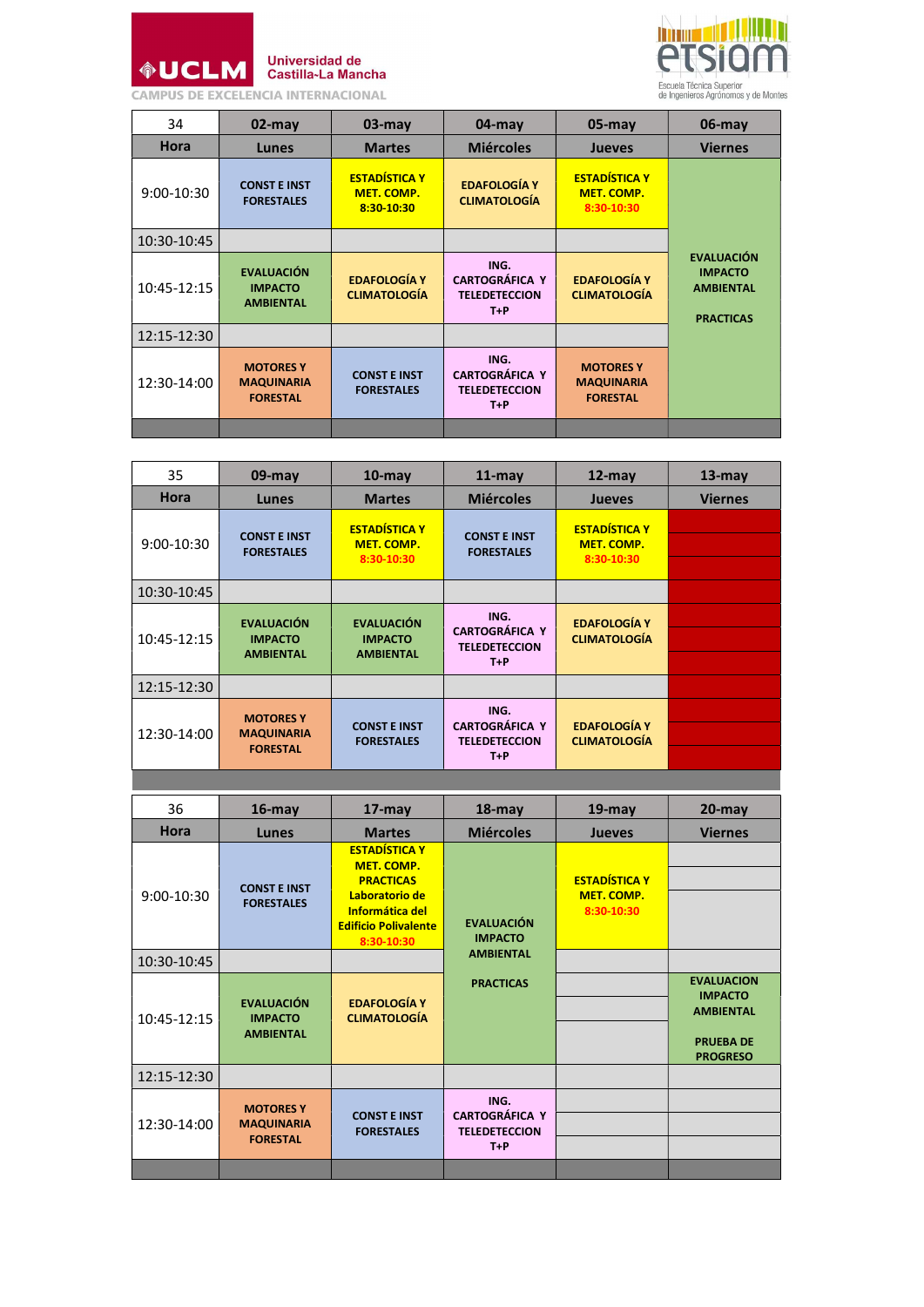Universidad de Castilla-La Mancha

CAMPUS DE EXCELENCIA INTERNACIONAL

etsiam — Escuela Técnica Superior de Ingenieros Agrónomos y de Montes

| 34 | 02-may | 03-may | 04-may | 05-may | 06-may |
|---|---|---|---|---|---|
| **Hora** | **Lunes** | **Martes** | **Miércoles** | **Jueves** | **Viernes** |
| 9:00-10:30 | CONST E INST FORESTALES | ESTADÍSTICA Y MET. COMP. 8:30-10:30 | EDAFOLOGÍA Y CLIMATOLOGÍA | ESTADÍSTICA Y MET. COMP. 8:30-10:30 | EVALUACIÓN IMPACTO AMBIENTAL PRACTICAS |
| 10:30-10:45 | | | | | |
| 10:45-12:15 | EVALUACIÓN IMPACTO AMBIENTAL | EDAFOLOGÍA Y CLIMATOLOGÍA | ING. CARTOGRÁFICA Y TELEDETECCION T+P | EDAFOLOGÍA Y CLIMATOLOGÍA | |
| 12:15-12:30 | | | | | |
| 12:30-14:00 | MOTORES Y MAQUINARIA FORESTAL | CONST E INST FORESTALES | ING. CARTOGRÁFICA Y TELEDETECCION T+P | MOTORES Y MAQUINARIA FORESTAL | |

| 35 | 09-may | 10-may | 11-may | 12-may | 13-may |
|---|---|---|---|---|---|
| **Hora** | **Lunes** | **Martes** | **Miércoles** | **Jueves** | **Viernes** |
| 9:00-10:30 | CONST E INST FORESTALES | ESTADÍSTICA Y MET. COMP. 8:30-10:30 | CONST E INST FORESTALES | ESTADÍSTICA Y MET. COMP. 8:30-10:30 | |
| 10:30-10:45 | | | | | |
| 10:45-12:15 | EVALUACIÓN IMPACTO AMBIENTAL | EVALUACIÓN IMPACTO AMBIENTAL | ING. CARTOGRÁFICA Y TELEDETECCION T+P | EDAFOLOGÍA Y CLIMATOLOGÍA | |
| 12:15-12:30 | | | | | |
| 12:30-14:00 | MOTORES Y MAQUINARIA FORESTAL | CONST E INST FORESTALES | ING. CARTOGRÁFICA Y TELEDETECCION T+P | EDAFOLOGÍA Y CLIMATOLOGÍA | |

| 36 | 16-may | 17-may | 18-may | 19-may | 20-may |
|---|---|---|---|---|---|
| **Hora** | **Lunes** | **Martes** | **Miércoles** | **Jueves** | **Viernes** |
| 9:00-10:30 | CONST E INST FORESTALES | ESTADÍSTICA Y MET. COMP. PRACTICAS Laboratorio de Informática del Edificio Polivalente 8:30-10:30 | EVALUACIÓN IMPACTO AMBIENTAL PRACTICAS | ESTADÍSTICA Y MET. COMP. 8:30-10:30 | |
| 10:30-10:45 | | | | | |
| 10:45-12:15 | EVALUACIÓN IMPACTO AMBIENTAL | EDAFOLOGÍA Y CLIMATOLOGÍA | | | EVALUACION IMPACTO AMBIENTAL PRUEBA DE PROGRESO |
| 12:15-12:30 | | | | | |
| 12:30-14:00 | MOTORES Y MAQUINARIA FORESTAL | CONST E INST FORESTALES | ING. CARTOGRÁFICA Y TELEDETECCION T+P | | |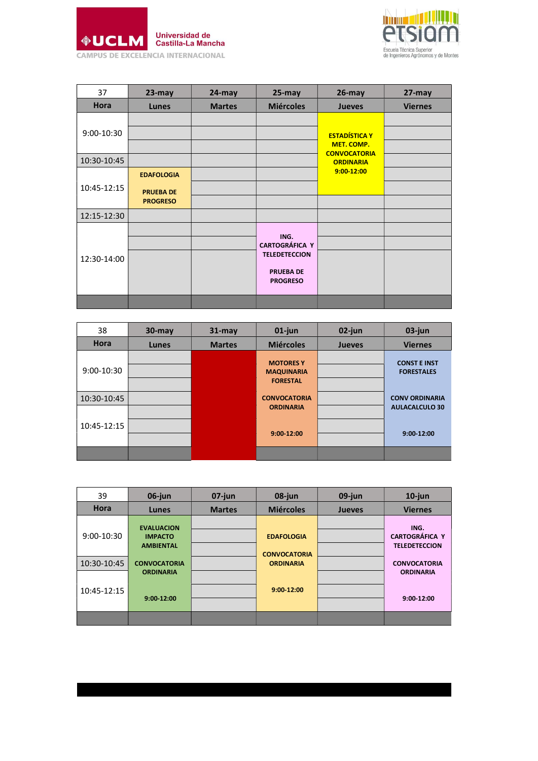| 37 | 23-may | 24-may | 25-may | 26-may | 27-may |
|---|---|---|---|---|---|
| **Hora** | **Lunes** | **Martes** | **Miércoles** | **Jueves** | **Viernes** |
| 9:00-10:30 | | | | **ESTADÍSTICA Y MET. COMP. CONVOCATORIA ORDINARIA 9:00-12:00** | |
| 10:30-10:45 | | | | | |
| 10:45-12:15 | **EDAFOLOGIA PRUEBA DE PROGRESO** | | | | |
| 12:15-12:30 | | | | | |
| 12:30-14:00 | | | **ING. CARTOGRÁFICA Y TELEDETECCION PRUEBA DE PROGRESO** | | |

| 38 | 30-may | 31-may | 01-jun | 02-jun | 03-jun |
|---|---|---|---|---|---|
| **Hora** | **Lunes** | **Martes** | **Miércoles** | **Jueves** | **Viernes** |
| 9:00-10:30 | | | **MOTORES Y MAQUINARIA FORESTAL CONVOCATORIA ORDINARIA 9:00-12:00** | | **CONST E INST FORESTALES CONV ORDINARIA AULACALCULO 30 9:00-12:00** |
| 10:30-10:45 | | | | | |
| 10:45-12:15 | | | | | |

| 39 | 06-jun | 07-jun | 08-jun | 09-jun | 10-jun |
|---|---|---|---|---|---|
| **Hora** | **Lunes** | **Martes** | **Miércoles** | **Jueves** | **Viernes** |
| 9:00-10:30 | **EVALUACION IMPACTO AMBIENTAL CONVOCATORIA ORDINARIA 9:00-12:00** | | **EDAFOLOGIA CONVOCATORIA ORDINARIA 9:00-12:00** | | **ING. CARTOGRÁFICA Y TELEDETECCION CONVOCATORIA ORDINARIA 9:00-12:00** |
| 10:30-10:45 | | | | | |
| 10:45-12:15 | | | | | |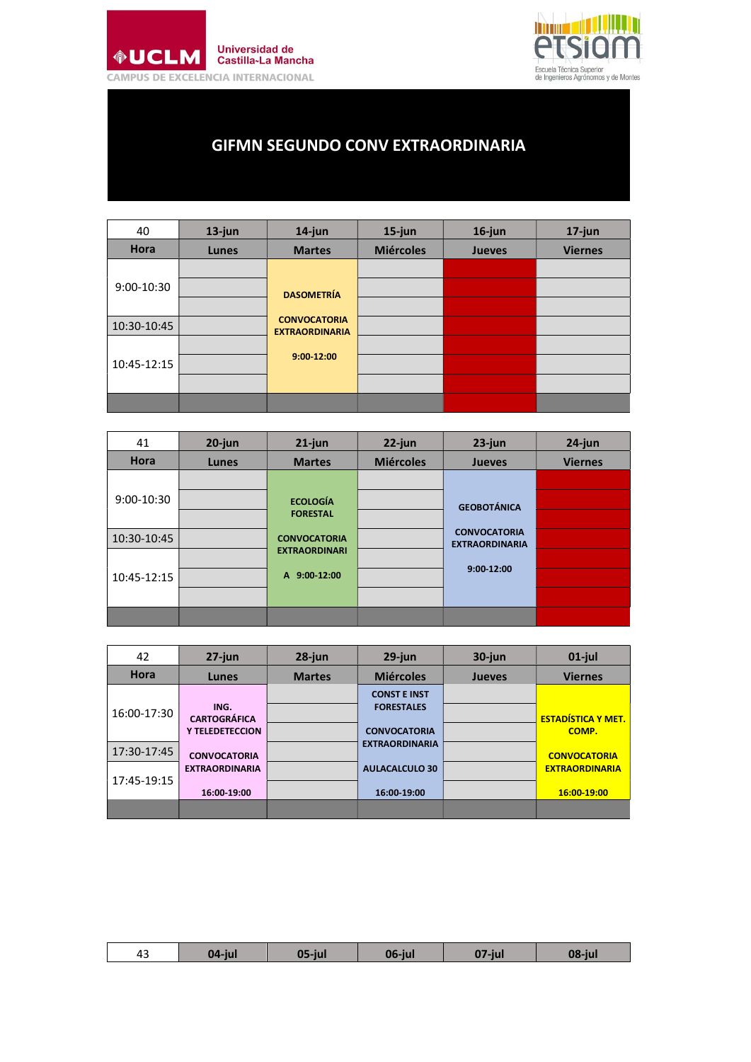Universidad de Castilla-La Mancha

CAMPUS DE EXCELENCIA INTERNACIONAL

etsiam — Escuela Técnica Superior de Ingenieros Agrónomos y de Montes

# GIFMN SEGUNDO CONV EXTRAORDINARIA

| 40 | 13-jun | 14-jun | 15-jun | 16-jun | 17-jun |
|---|---|---|---|---|---|
| **Hora** | **Lunes** | **Martes** | **Miércoles** | **Jueves** | **Viernes** |
| 9:00-10:30 | | DASOMETRÍA CONVOCATORIA EXTRAORDINARIA 9:00-12:00 | | | |
| 10:30-10:45 | | | | | |
| 10:45-12:15 | | | | | |

| 41 | 20-jun | 21-jun | 22-jun | 23-jun | 24-jun |
|---|---|---|---|---|---|
| **Hora** | **Lunes** | **Martes** | **Miércoles** | **Jueves** | **Viernes** |
| 9:00-10:30 | | ECOLOGÍA FORESTAL CONVOCATORIA EXTRAORDINARIA 9:00-12:00 | | GEOBOTÁNICA CONVOCATORIA EXTRAORDINARIA 9:00-12:00 | |
| 10:30-10:45 | | | | | |
| 10:45-12:15 | | | | | |

| 42 | 27-jun | 28-jun | 29-jun | 30-jun | 01-jul |
|---|---|---|---|---|---|
| **Hora** | **Lunes** | **Martes** | **Miércoles** | **Jueves** | **Viernes** |
| 16:00-17:30 | ING. CARTOGRÁFICA Y TELEDETECCION CONVOCATORIA EXTRAORDINARIA 16:00-19:00 | | CONST E INST FORESTALES CONVOCATORIA EXTRAORDINARIA AULACALCULO 30 16:00-19:00 | | ESTADÍSTICA Y MET. COMP. CONVOCATORIA EXTRAORDINARIA 16:00-19:00 |
| 17:30-17:45 | | | | | |
| 17:45-19:15 | | | | | |

| 43 | 04-jul | 05-jul | 06-jul | 07-jul | 08-jul |
|---|---|---|---|---|---|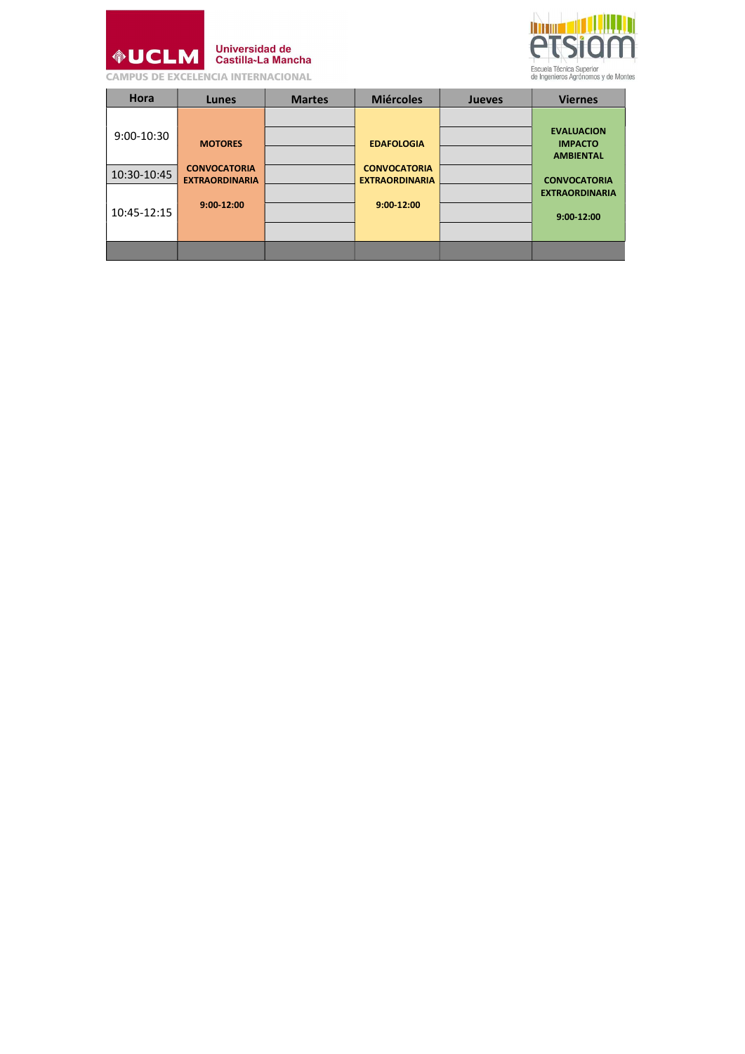| Hora | Lunes | Martes | Miércoles | Jueves | Viernes |
|---|---|---|---|---|---|
| 9:00-10:30 | MOTORES<br><br>CONVOCATORIA EXTRAORDINARIA<br><br>9:00-12:00 | | EDAFOLOGIA<br><br>CONVOCATORIA EXTRAORDINARIA<br><br>9:00-12:00 | | EVALUACION IMPACTO AMBIENTAL<br><br>CONVOCATORIA EXTRAORDINARIA<br><br>9:00-12:00 |
| 10:30-10:45 | | | | | |
| 10:45-12:15 | | | | | |